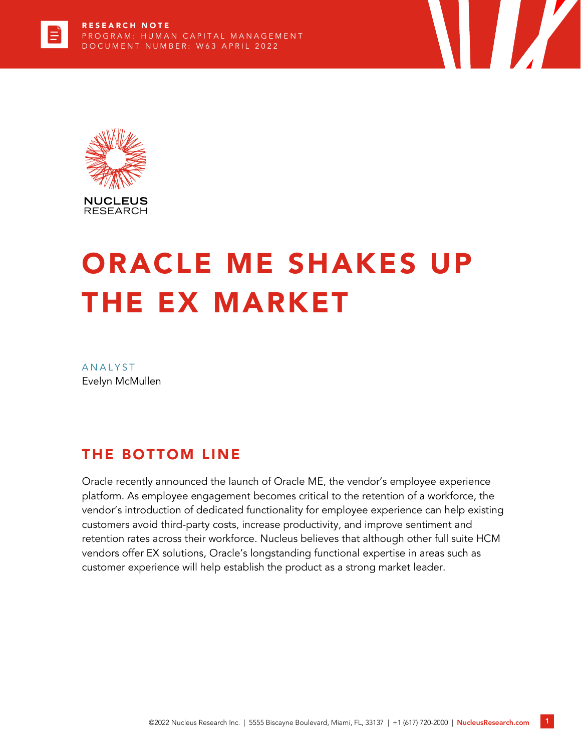RESEARCH NOTE
PROGRAM: HUMAN CAPITAL MANAGEMENT
DOCUMENT NUMBER: W63 APRIL 2022

NUCLEUS RESEARCH

# ORACLE ME SHAKES UP THE EX MARKET

ANALYST
Evelyn McMullen

## THE BOTTOM LINE

Oracle recently announced the launch of Oracle ME, the vendor's employee experience platform. As employee engagement becomes critical to the retention of a workforce, the vendor's introduction of dedicated functionality for employee experience can help existing customers avoid third-party costs, increase productivity, and improve sentiment and retention rates across their workforce. Nucleus believes that although other full suite HCM vendors offer EX solutions, Oracle's longstanding functional expertise in areas such as customer experience will help establish the product as a strong market leader.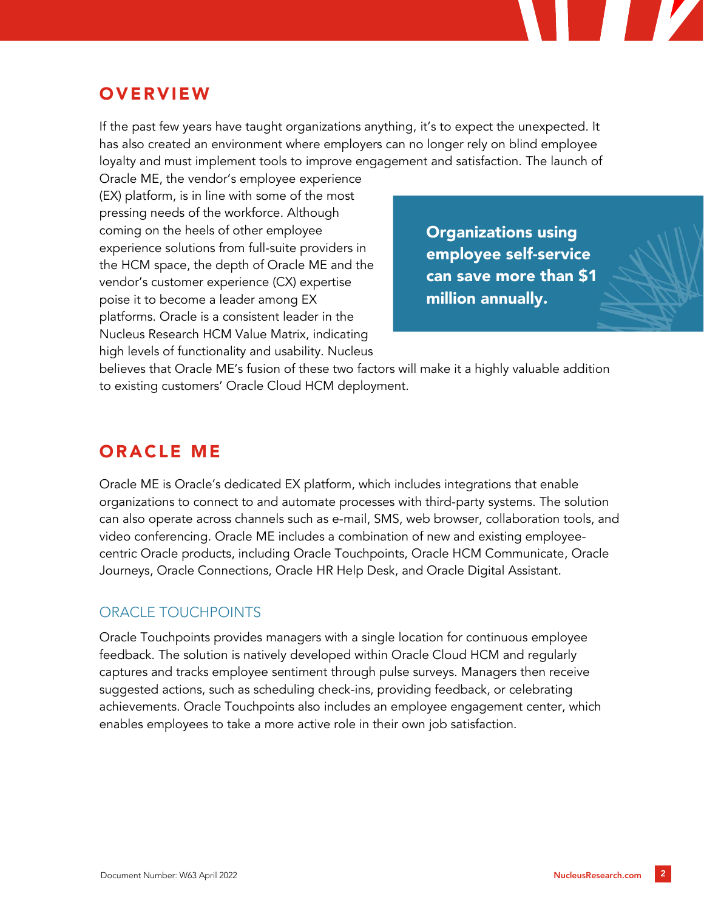## OVERVIEW

If the past few years have taught organizations anything, it's to expect the unexpected. It has also created an environment where employers can no longer rely on blind employee loyalty and must implement tools to improve engagement and satisfaction. The launch of Oracle ME, the vendor's employee experience (EX) platform, is in line with some of the most pressing needs of the workforce. Although coming on the heels of other employee experience solutions from full-suite providers in the HCM space, the depth of Oracle ME and the vendor's customer experience (CX) expertise poise it to become a leader among EX platforms. Oracle is a consistent leader in the Nucleus Research HCM Value Matrix, indicating high levels of functionality and usability. Nucleus believes that Oracle ME's fusion of these two factors will make it a highly valuable addition to existing customers' Oracle Cloud HCM deployment.

> **Organizations using employee self-service can save more than $1 million annually.**

## ORACLE ME

Oracle ME is Oracle's dedicated EX platform, which includes integrations that enable organizations to connect to and automate processes with third-party systems. The solution can also operate across channels such as e-mail, SMS, web browser, collaboration tools, and video conferencing. Oracle ME includes a combination of new and existing employee-centric Oracle products, including Oracle Touchpoints, Oracle HCM Communicate, Oracle Journeys, Oracle Connections, Oracle HR Help Desk, and Oracle Digital Assistant.

### ORACLE TOUCHPOINTS

Oracle Touchpoints provides managers with a single location for continuous employee feedback. The solution is natively developed within Oracle Cloud HCM and regularly captures and tracks employee sentiment through pulse surveys. Managers then receive suggested actions, such as scheduling check-ins, providing feedback, or celebrating achievements. Oracle Touchpoints also includes an employee engagement center, which enables employees to take a more active role in their own job satisfaction.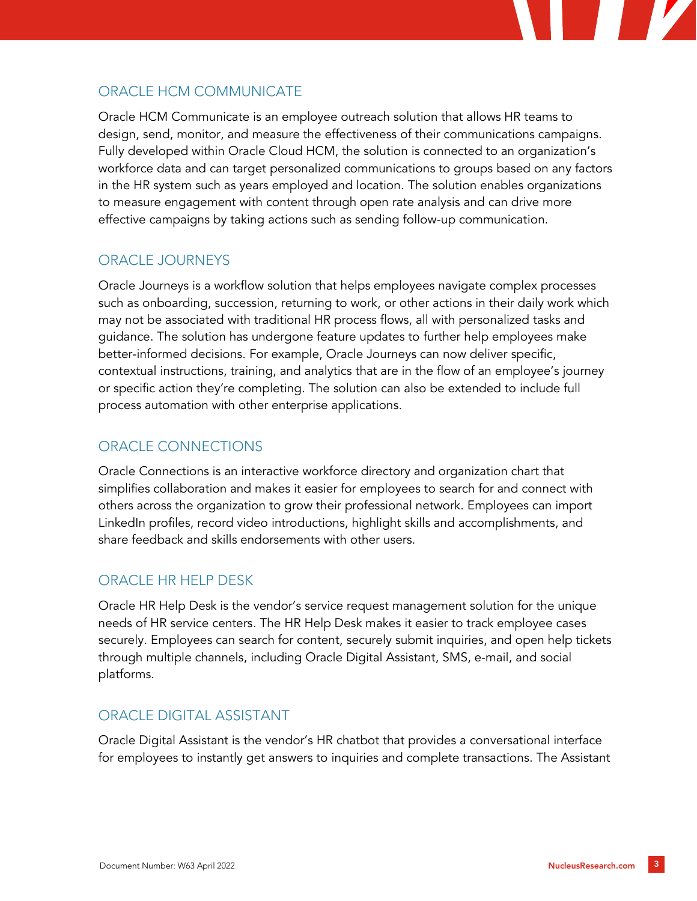## ORACLE HCM COMMUNICATE

Oracle HCM Communicate is an employee outreach solution that allows HR teams to design, send, monitor, and measure the effectiveness of their communications campaigns. Fully developed within Oracle Cloud HCM, the solution is connected to an organization's workforce data and can target personalized communications to groups based on any factors in the HR system such as years employed and location. The solution enables organizations to measure engagement with content through open rate analysis and can drive more effective campaigns by taking actions such as sending follow-up communication.

## ORACLE JOURNEYS

Oracle Journeys is a workflow solution that helps employees navigate complex processes such as onboarding, succession, returning to work, or other actions in their daily work which may not be associated with traditional HR process flows, all with personalized tasks and guidance. The solution has undergone feature updates to further help employees make better-informed decisions. For example, Oracle Journeys can now deliver specific, contextual instructions, training, and analytics that are in the flow of an employee's journey or specific action they're completing. The solution can also be extended to include full process automation with other enterprise applications.

## ORACLE CONNECTIONS

Oracle Connections is an interactive workforce directory and organization chart that simplifies collaboration and makes it easier for employees to search for and connect with others across the organization to grow their professional network. Employees can import LinkedIn profiles, record video introductions, highlight skills and accomplishments, and share feedback and skills endorsements with other users.

## ORACLE HR HELP DESK

Oracle HR Help Desk is the vendor's service request management solution for the unique needs of HR service centers. The HR Help Desk makes it easier to track employee cases securely. Employees can search for content, securely submit inquiries, and open help tickets through multiple channels, including Oracle Digital Assistant, SMS, e-mail, and social platforms.

## ORACLE DIGITAL ASSISTANT

Oracle Digital Assistant is the vendor's HR chatbot that provides a conversational interface for employees to instantly get answers to inquiries and complete transactions. The Assistant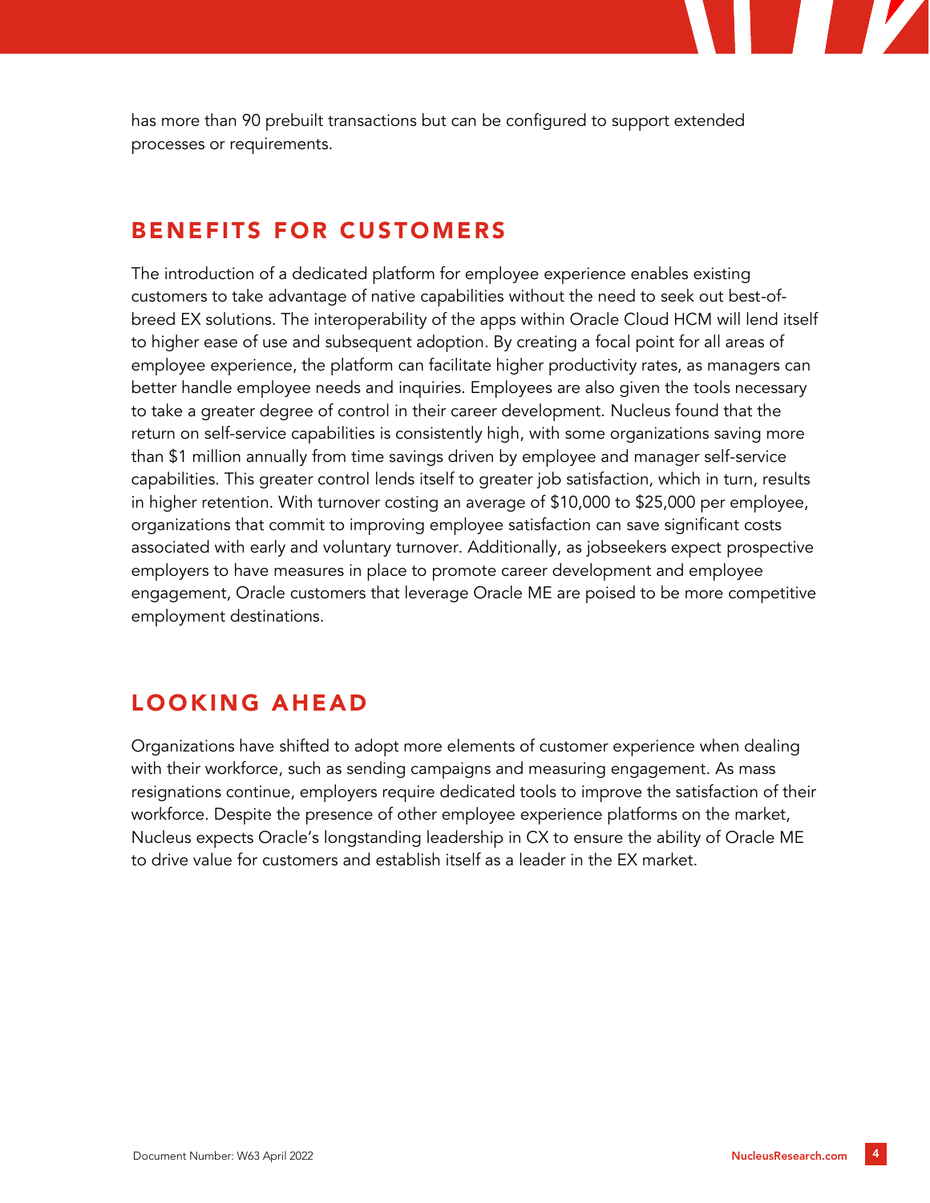has more than 90 prebuilt transactions but can be configured to support extended processes or requirements.

## BENEFITS FOR CUSTOMERS

The introduction of a dedicated platform for employee experience enables existing customers to take advantage of native capabilities without the need to seek out best-of-breed EX solutions. The interoperability of the apps within Oracle Cloud HCM will lend itself to higher ease of use and subsequent adoption. By creating a focal point for all areas of employee experience, the platform can facilitate higher productivity rates, as managers can better handle employee needs and inquiries. Employees are also given the tools necessary to take a greater degree of control in their career development. Nucleus found that the return on self-service capabilities is consistently high, with some organizations saving more than $1 million annually from time savings driven by employee and manager self-service capabilities. This greater control lends itself to greater job satisfaction, which in turn, results in higher retention. With turnover costing an average of $10,000 to $25,000 per employee, organizations that commit to improving employee satisfaction can save significant costs associated with early and voluntary turnover. Additionally, as jobseekers expect prospective employers to have measures in place to promote career development and employee engagement, Oracle customers that leverage Oracle ME are poised to be more competitive employment destinations.

## LOOKING AHEAD

Organizations have shifted to adopt more elements of customer experience when dealing with their workforce, such as sending campaigns and measuring engagement. As mass resignations continue, employers require dedicated tools to improve the satisfaction of their workforce. Despite the presence of other employee experience platforms on the market, Nucleus expects Oracle's longstanding leadership in CX to ensure the ability of Oracle ME to drive value for customers and establish itself as a leader in the EX market.